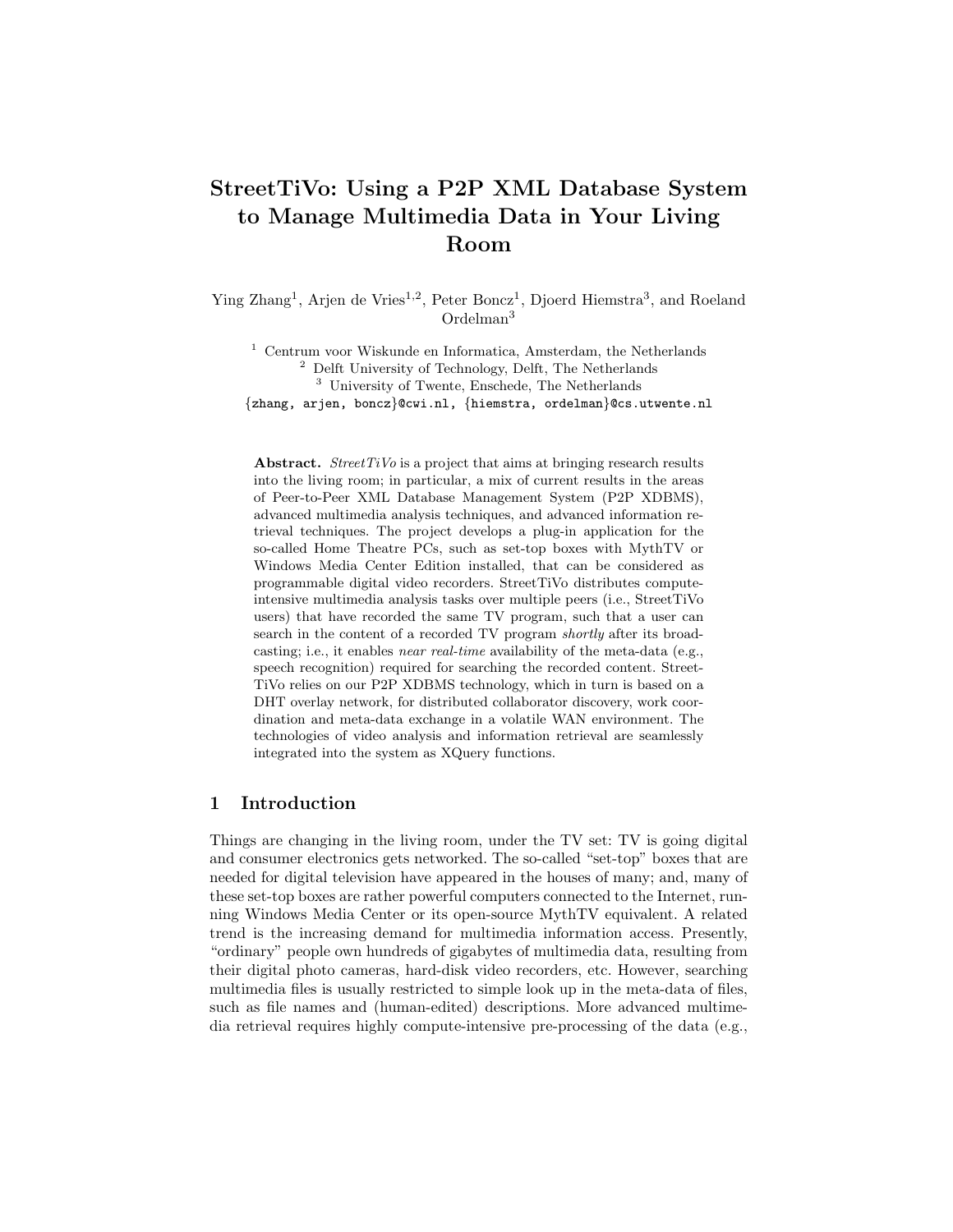# StreetTiVo: Using a P2P XML Database System to Manage Multimedia Data in Your Living Room

Ying Zhang[1], Arjen de Vries[1,2], Peter Boncz[1], Djoerd Hiemstra[3], and Roeland Ordelman[3]

[1] Centrum voor Wiskunde en Informatica, Amsterdam, the Netherlands
[2] Delft University of Technology, Delft, The Netherlands
[3] University of Twente, Enschede, The Netherlands
{zhang, arjen, boncz}@cwi.nl, {hiemstra, ordelman}@cs.utwente.nl

**Abstract.** *StreetTiVo* is a project that aims at bringing research results into the living room; in particular, a mix of current results in the areas of Peer-to-Peer XML Database Management System (P2P XDBMS), advanced multimedia analysis techniques, and advanced information retrieval techniques. The project develops a plug-in application for the so-called Home Theatre PCs, such as set-top boxes with MythTV or Windows Media Center Edition installed, that can be considered as programmable digital video recorders. StreetTiVo distributes compute-intensive multimedia analysis tasks over multiple peers (i.e., StreetTiVo users) that have recorded the same TV program, such that a user can search in the content of a recorded TV program *shortly* after its broadcasting; i.e., it enables *near real-time* availability of the meta-data (e.g., speech recognition) required for searching the recorded content. StreetTiVo relies on our P2P XDBMS technology, which in turn is based on a DHT overlay network, for distributed collaborator discovery, work coordination and meta-data exchange in a volatile WAN environment. The technologies of video analysis and information retrieval are seamlessly integrated into the system as XQuery functions.

## 1 Introduction

Things are changing in the living room, under the TV set: TV is going digital and consumer electronics gets networked. The so-called "set-top" boxes that are needed for digital television have appeared in the houses of many; and, many of these set-top boxes are rather powerful computers connected to the Internet, running Windows Media Center or its open-source MythTV equivalent. A related trend is the increasing demand for multimedia information access. Presently, "ordinary" people own hundreds of gigabytes of multimedia data, resulting from their digital photo cameras, hard-disk video recorders, etc. However, searching multimedia files is usually restricted to simple look up in the meta-data of files, such as file names and (human-edited) descriptions. More advanced multimedia retrieval requires highly compute-intensive pre-processing of the data (e.g.,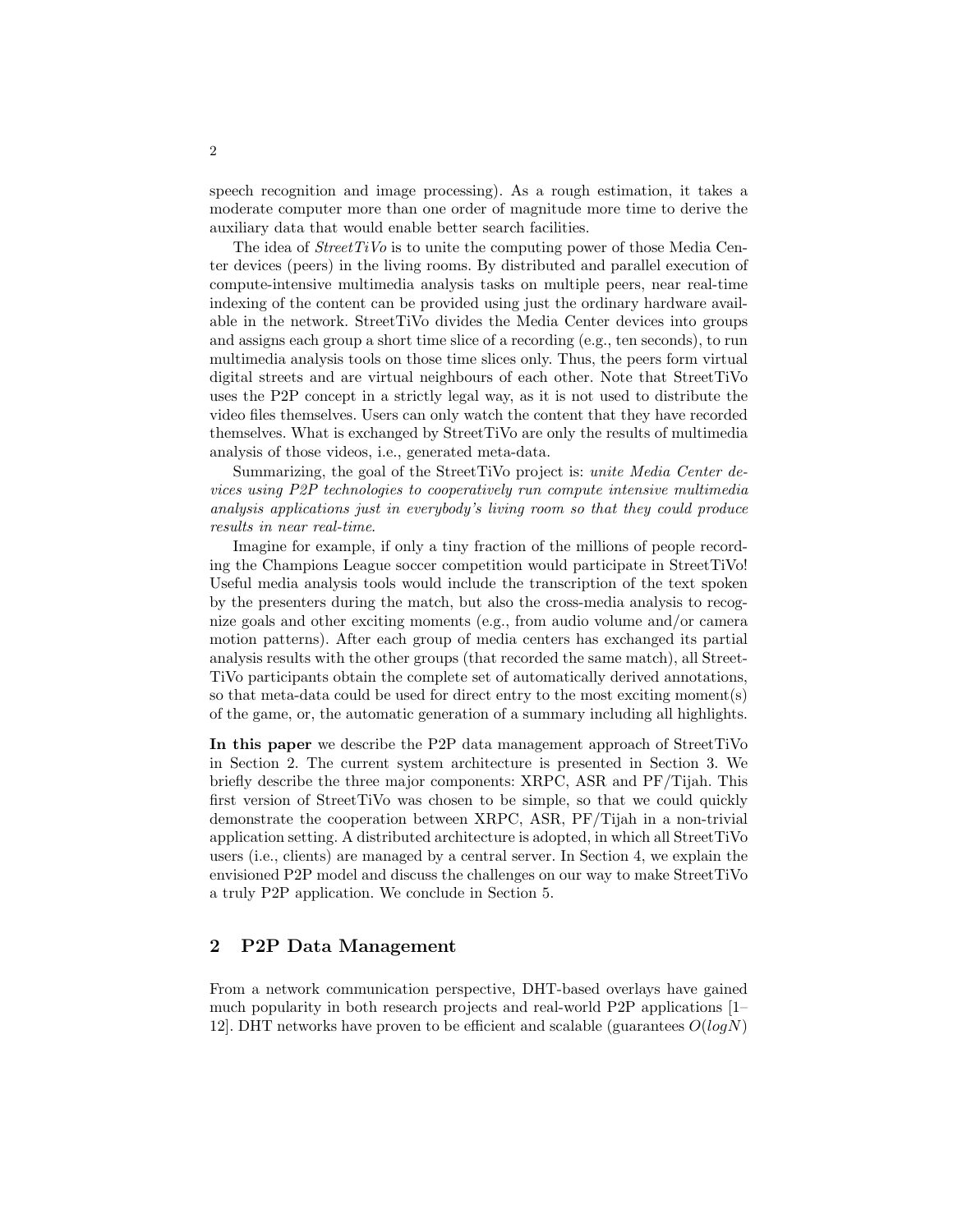speech recognition and image processing). As a rough estimation, it takes a moderate computer more than one order of magnitude more time to derive the auxiliary data that would enable better search facilities.

The idea of *StreetTiVo* is to unite the computing power of those Media Center devices (peers) in the living rooms. By distributed and parallel execution of compute-intensive multimedia analysis tasks on multiple peers, near real-time indexing of the content can be provided using just the ordinary hardware available in the network. StreetTiVo divides the Media Center devices into groups and assigns each group a short time slice of a recording (e.g., ten seconds), to run multimedia analysis tools on those time slices only. Thus, the peers form virtual digital streets and are virtual neighbours of each other. Note that StreetTiVo uses the P2P concept in a strictly legal way, as it is not used to distribute the video files themselves. Users can only watch the content that they have recorded themselves. What is exchanged by StreetTiVo are only the results of multimedia analysis of those videos, i.e., generated meta-data.

Summarizing, the goal of the StreetTiVo project is: *unite Media Center devices using P2P technologies to cooperatively run compute intensive multimedia analysis applications just in everybody's living room so that they could produce results in near real-time*.

Imagine for example, if only a tiny fraction of the millions of people recording the Champions League soccer competition would participate in StreetTiVo! Useful media analysis tools would include the transcription of the text spoken by the presenters during the match, but also the cross-media analysis to recognize goals and other exciting moments (e.g., from audio volume and/or camera motion patterns). After each group of media centers has exchanged its partial analysis results with the other groups (that recorded the same match), all StreetTiVo participants obtain the complete set of automatically derived annotations, so that meta-data could be used for direct entry to the most exciting moment(s) of the game, or, the automatic generation of a summary including all highlights.

**In this paper** we describe the P2P data management approach of StreetTiVo in Section 2. The current system architecture is presented in Section 3. We briefly describe the three major components: XRPC, ASR and PF/Tijah. This first version of StreetTiVo was chosen to be simple, so that we could quickly demonstrate the cooperation between XRPC, ASR, PF/Tijah in a non-trivial application setting. A distributed architecture is adopted, in which all StreetTiVo users (i.e., clients) are managed by a central server. In Section 4, we explain the envisioned P2P model and discuss the challenges on our way to make StreetTiVo a truly P2P application. We conclude in Section 5.

## 2 P2P Data Management

From a network communication perspective, DHT-based overlays have gained much popularity in both research projects and real-world P2P applications [1–12]. DHT networks have proven to be efficient and scalable (guarantees $O(logN)$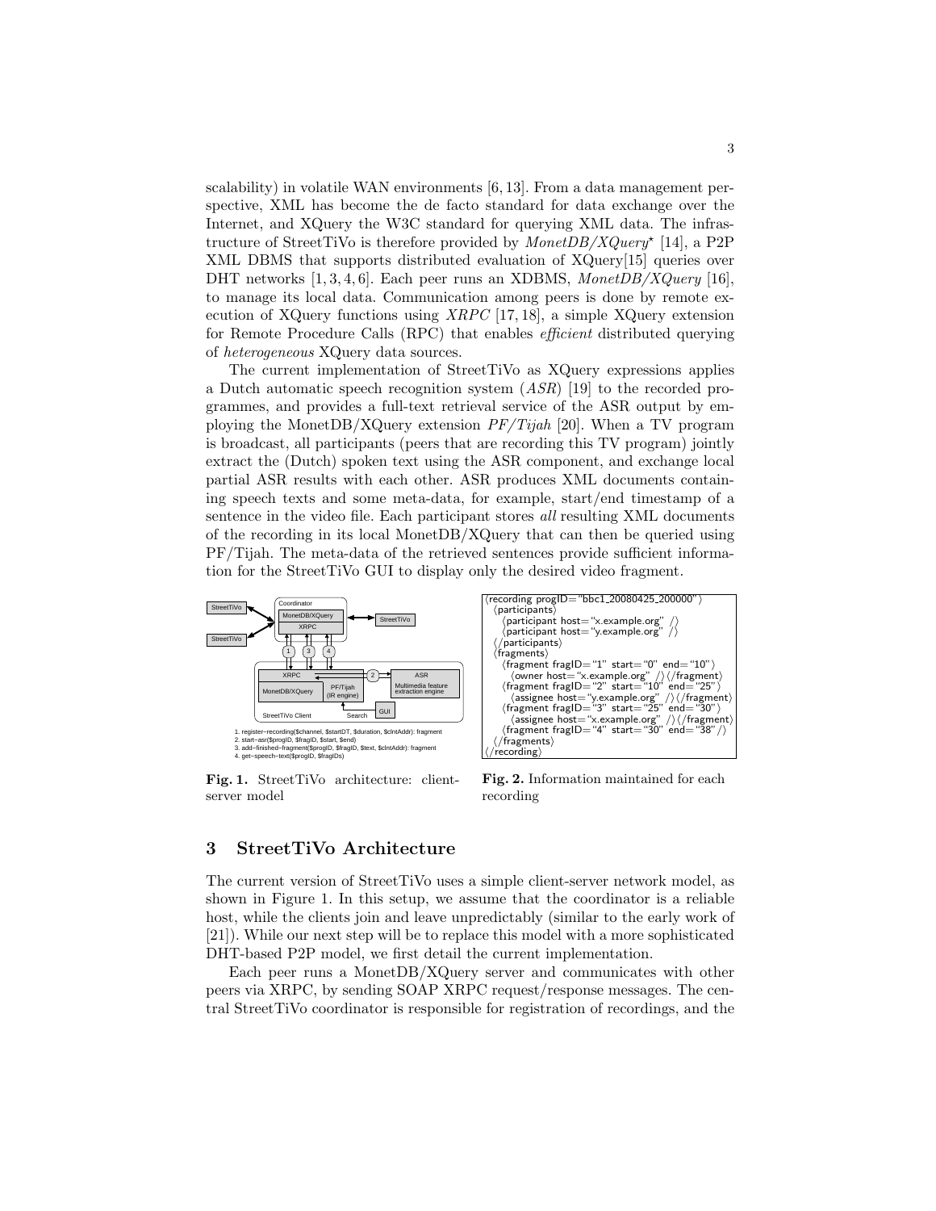scalability) in volatile WAN environments [6, 13]. From a data management perspective, XML has become the de facto standard for data exchange over the Internet, and XQuery the W3C standard for querying XML data. The infrastructure of StreetTiVo is therefore provided by *MonetDB/XQuery*⋆ [14], a P2P XML DBMS that supports distributed evaluation of XQuery[15] queries over DHT networks [1, 3, 4, 6]. Each peer runs an XDBMS, *MonetDB/XQuery* [16], to manage its local data. Communication among peers is done by remote execution of XQuery functions using *XRPC* [17, 18], a simple XQuery extension for Remote Procedure Calls (RPC) that enables *efficient* distributed querying of *heterogeneous* XQuery data sources.

The current implementation of StreetTiVo as XQuery expressions applies a Dutch automatic speech recognition system (*ASR*) [19] to the recorded programmes, and provides a full-text retrieval service of the ASR output by employing the MonetDB/XQuery extension *PF/Tijah* [20]. When a TV program is broadcast, all participants (peers that are recording this TV program) jointly extract the (Dutch) spoken text using the ASR component, and exchange local partial ASR results with each other. ASR produces XML documents containing speech texts and some meta-data, for example, start/end timestamp of a sentence in the video file. Each participant stores *all* resulting XML documents of the recording in its local MonetDB/XQuery that can then be queried using PF/Tijah. The meta-data of the retrieved sentences provide sufficient information for the StreetTiVo GUI to display only the desired video fragment.

1. register−recording($channel, $startDT, $duration, $clntAddr): fragment
2. start−asr($progID, $fragID, $start, $end)
3. add−finished−fragment($progID, $fragID, $text, $clntAddr): fragment
4. get−speech−text($progID, $fragIDs)

**Fig. 1.** StreetTiVo architecture: client-server model

```
⟨recording progID="bbc1_20080425_200000"⟩
  ⟨participants⟩
    ⟨participant host="x.example.org" /⟩
    ⟨participant host="y.example.org" /⟩
  ⟨/participants⟩
  ⟨fragments⟩
    ⟨fragment fragID="1" start="0" end="10"⟩
      ⟨owner host="x.example.org" /⟩⟨/fragment⟩
    ⟨fragment fragID="2" start="10" end="25"⟩
      ⟨assignee host="y.example.org" /⟩⟨/fragment⟩
    ⟨fragment fragID="3" start="25" end="30"⟩
      ⟨assignee host="x.example.org" /⟩⟨/fragment⟩
    ⟨fragment fragID="4" start="30" end="38"/⟩
  ⟨/fragments⟩
⟨/recording⟩
```

**Fig. 2.** Information maintained for each recording

## 3 StreetTiVo Architecture

The current version of StreetTiVo uses a simple client-server network model, as shown in Figure 1. In this setup, we assume that the coordinator is a reliable host, while the clients join and leave unpredictably (similar to the early work of [21]). While our next step will be to replace this model with a more sophisticated DHT-based P2P model, we first detail the current implementation.

Each peer runs a MonetDB/XQuery server and communicates with other peers via XRPC, by sending SOAP XRPC request/response messages. The central StreetTiVo coordinator is responsible for registration of recordings, and the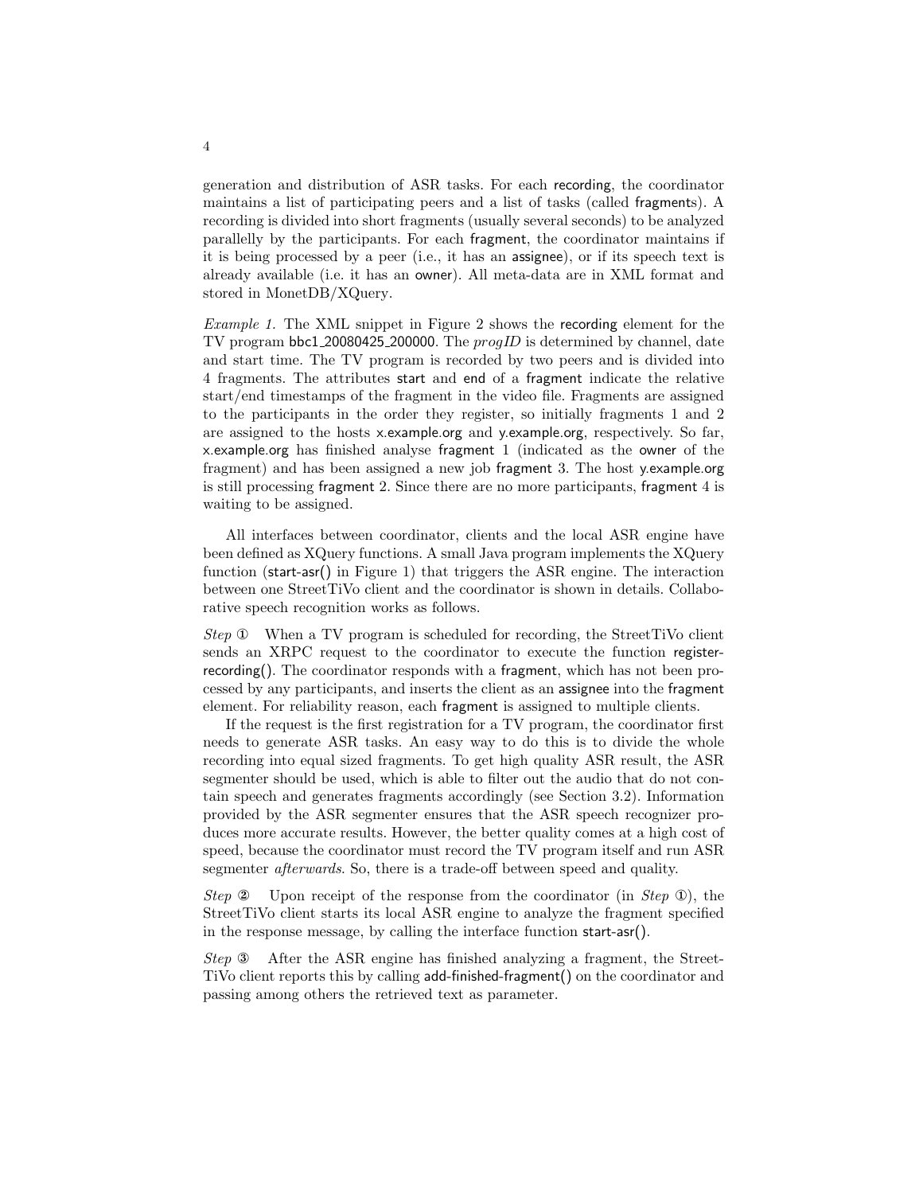generation and distribution of ASR tasks. For each recording, the coordinator maintains a list of participating peers and a list of tasks (called fragments). A recording is divided into short fragments (usually several seconds) to be analyzed parallelly by the participants. For each fragment, the coordinator maintains if it is being processed by a peer (i.e., it has an assignee), or if its speech text is already available (i.e. it has an owner). All meta-data are in XML format and stored in MonetDB/XQuery.

*Example 1.* The XML snippet in Figure 2 shows the recording element for the TV program bbc1_20080425_200000. The *progID* is determined by channel, date and start time. The TV program is recorded by two peers and is divided into 4 fragments. The attributes start and end of a fragment indicate the relative start/end timestamps of the fragment in the video file. Fragments are assigned to the participants in the order they register, so initially fragments 1 and 2 are assigned to the hosts x.example.org and y.example.org, respectively. So far, x.example.org has finished analyse fragment 1 (indicated as the owner of the fragment) and has been assigned a new job fragment 3. The host y.example.org is still processing fragment 2. Since there are no more participants, fragment 4 is waiting to be assigned.

All interfaces between coordinator, clients and the local ASR engine have been defined as XQuery functions. A small Java program implements the XQuery function (start-asr() in Figure 1) that triggers the ASR engine. The interaction between one StreetTiVo client and the coordinator is shown in details. Collaborative speech recognition works as follows.

*Step* ① When a TV program is scheduled for recording, the StreetTiVo client sends an XRPC request to the coordinator to execute the function register-recording(). The coordinator responds with a fragment, which has not been processed by any participants, and inserts the client as an assignee into the fragment element. For reliability reason, each fragment is assigned to multiple clients.

If the request is the first registration for a TV program, the coordinator first needs to generate ASR tasks. An easy way to do this is to divide the whole recording into equal sized fragments. To get high quality ASR result, the ASR segmenter should be used, which is able to filter out the audio that do not contain speech and generates fragments accordingly (see Section 3.2). Information provided by the ASR segmenter ensures that the ASR speech recognizer produces more accurate results. However, the better quality comes at a high cost of speed, because the coordinator must record the TV program itself and run ASR segmenter *afterwards*. So, there is a trade-off between speed and quality.

*Step* ② Upon receipt of the response from the coordinator (in *Step* ①), the StreetTiVo client starts its local ASR engine to analyze the fragment specified in the response message, by calling the interface function start-asr().

*Step* ③ After the ASR engine has finished analyzing a fragment, the StreetTiVo client reports this by calling add-finished-fragment() on the coordinator and passing among others the retrieved text as parameter.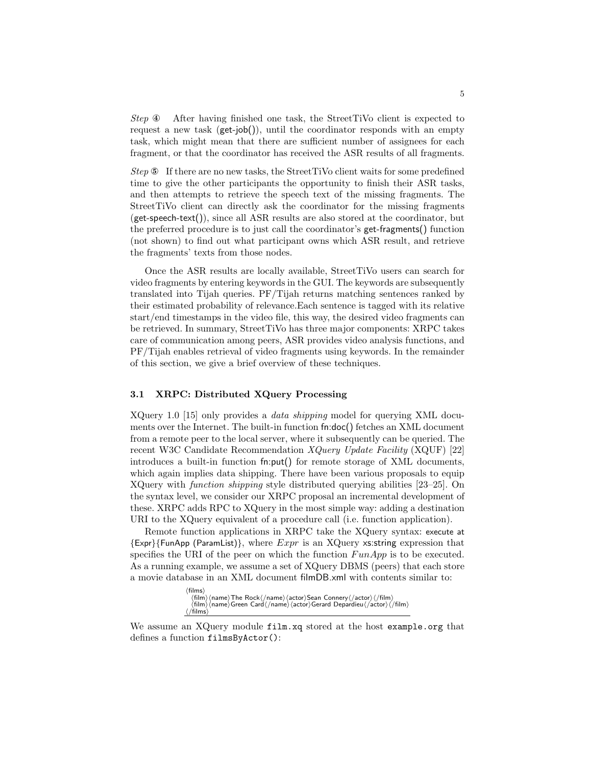*Step* ④ After having finished one task, the StreetTiVo client is expected to request a new task (get-job()), until the coordinator responds with an empty task, which might mean that there are sufficient number of assignees for each fragment, or that the coordinator has received the ASR results of all fragments.

*Step* ⑤ If there are no new tasks, the StreetTiVo client waits for some predefined time to give the other participants the opportunity to finish their ASR tasks, and then attempts to retrieve the speech text of the missing fragments. The StreetTiVo client can directly ask the coordinator for the missing fragments (get-speech-text()), since all ASR results are also stored at the coordinator, but the preferred procedure is to just call the coordinator's get-fragments() function (not shown) to find out what participant owns which ASR result, and retrieve the fragments' texts from those nodes.

Once the ASR results are locally available, StreetTiVo users can search for video fragments by entering keywords in the GUI. The keywords are subsequently translated into Tijah queries. PF/Tijah returns matching sentences ranked by their estimated probability of relevance.Each sentence is tagged with its relative start/end timestamps in the video file, this way, the desired video fragments can be retrieved. In summary, StreetTiVo has three major components: XRPC takes care of communication among peers, ASR provides video analysis functions, and PF/Tijah enables retrieval of video fragments using keywords. In the remainder of this section, we give a brief overview of these techniques.

### 3.1 XRPC: Distributed XQuery Processing

XQuery 1.0 [15] only provides a *data shipping* model for querying XML documents over the Internet. The built-in function fn:doc() fetches an XML document from a remote peer to the local server, where it subsequently can be queried. The recent W3C Candidate Recommendation *XQuery Update Facility* (XQUF) [22] introduces a built-in function fn:put() for remote storage of XML documents, which again implies data shipping. There have been various proposals to equip XQuery with *function shipping* style distributed querying abilities [23–25]. On the syntax level, we consider our XRPC proposal an incremental development of these. XRPC adds RPC to XQuery in the most simple way: adding a destination URI to the XQuery equivalent of a procedure call (i.e. function application).

Remote function applications in XRPC take the XQuery syntax: execute at {Expr}{FunApp (ParamList)}, where *Expr* is an XQuery xs:string expression that specifies the URI of the peer on which the function *FunApp* is to be executed. As a running example, we assume a set of XQuery DBMS (peers) that each store a movie database in an XML document filmDB.xml with contents similar to:

```
<films>
  <film><name>The Rock</name><actor>Sean Connery</actor></film>
  <film><name>Green Card</name><actor>Gerard Depardieu</actor></film>
</films>
```

We assume an XQuery module `film.xq` stored at the host `example.org` that defines a function `filmsByActor()`: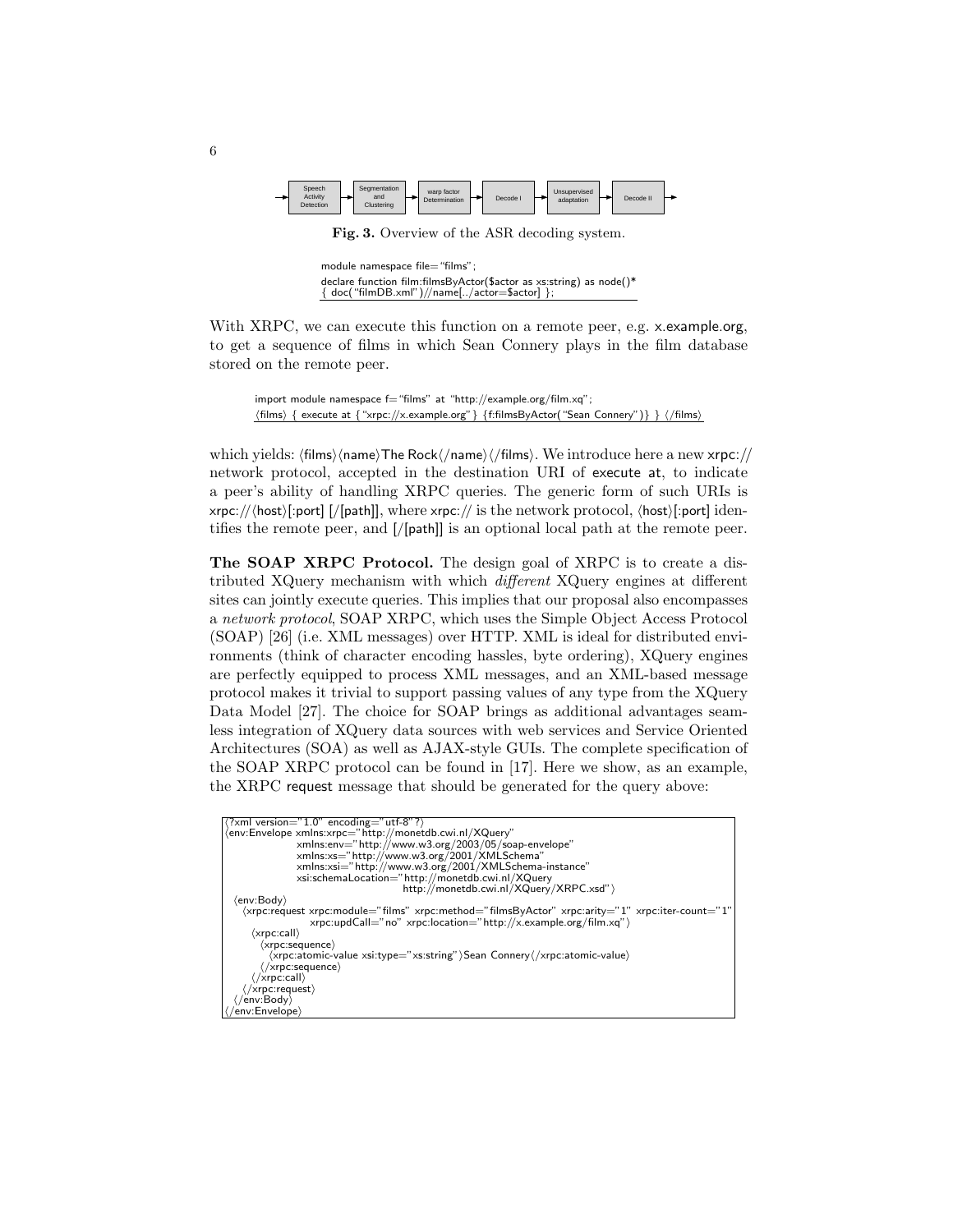Speech Activity Detection → Segmentation and Clustering → warp factor Determination → Decode I → Unsupervised adaptation → Decode II

**Fig. 3.** Overview of the ASR decoding system.

```
module namespace file="films";
declare function film:filmsByActor($actor as xs:string) as node()*
{ doc("filmDB.xml")//name[../actor=$actor] };
```

With XRPC, we can execute this function on a remote peer, e.g. x.example.org, to get a sequence of films in which Sean Connery plays in the film database stored on the remote peer.

```
import module namespace f="films" at "http://example.org/film.xq";
<films> { execute at {"xrpc://x.example.org"} {f:filmsByActor("Sean Connery")} } </films>
```

which yields: ⟨films⟩⟨name⟩The Rock⟨/name⟩⟨/films⟩. We introduce here a new xrpc:// network protocol, accepted in the destination URI of execute at, to indicate a peer's ability of handling XRPC queries. The generic form of such URIs is xrpc://⟨host⟩[:port] [/[path]], where xrpc:// is the network protocol, ⟨host⟩[:port] identifies the remote peer, and [/[path]] is an optional local path at the remote peer.

**The SOAP XRPC Protocol.** The design goal of XRPC is to create a distributed XQuery mechanism with which *different* XQuery engines at different sites can jointly execute queries. This implies that our proposal also encompasses a *network protocol*, SOAP XRPC, which uses the Simple Object Access Protocol (SOAP) [26] (i.e. XML messages) over HTTP. XML is ideal for distributed environments (think of character encoding hassles, byte ordering), XQuery engines are perfectly equipped to process XML messages, and an XML-based message protocol makes it trivial to support passing values of any type from the XQuery Data Model [27]. The choice for SOAP brings as additional advantages seamless integration of XQuery data sources with web services and Service Oriented Architectures (SOA) as well as AJAX-style GUIs. The complete specification of the SOAP XRPC protocol can be found in [17]. Here we show, as an example, the XRPC request message that should be generated for the query above:

```
<?xml version="1.0" encoding="utf-8"?>
<env:Envelope xmlns:xrpc="http://monetdb.cwi.nl/XQuery"
              xmlns:env="http://www.w3.org/2003/05/soap-envelope"
              xmlns:xs="http://www.w3.org/2001/XMLSchema"
              xmlns:xsi="http://www.w3.org/2001/XMLSchema-instance"
              xsi:schemaLocation="http://monetdb.cwi.nl/XQuery
                                  http://monetdb.cwi.nl/XQuery/XRPC.xsd">
  <env:Body>
    <xrpc:request xrpc:module="films" xrpc:method="filmsByActor" xrpc:arity="1" xrpc:iter-count="1"
                  xrpc:updCall="no" xrpc:location="http://x.example.org/film.xq">
      <xrpc:call>
        <xrpc:sequence>
          <xrpc:atomic-value xsi:type="xs:string">Sean Connery</xrpc:atomic-value>
        </xrpc:sequence>
      </xrpc:call>
    </xrpc:request>
  </env:Body>
</env:Envelope>
```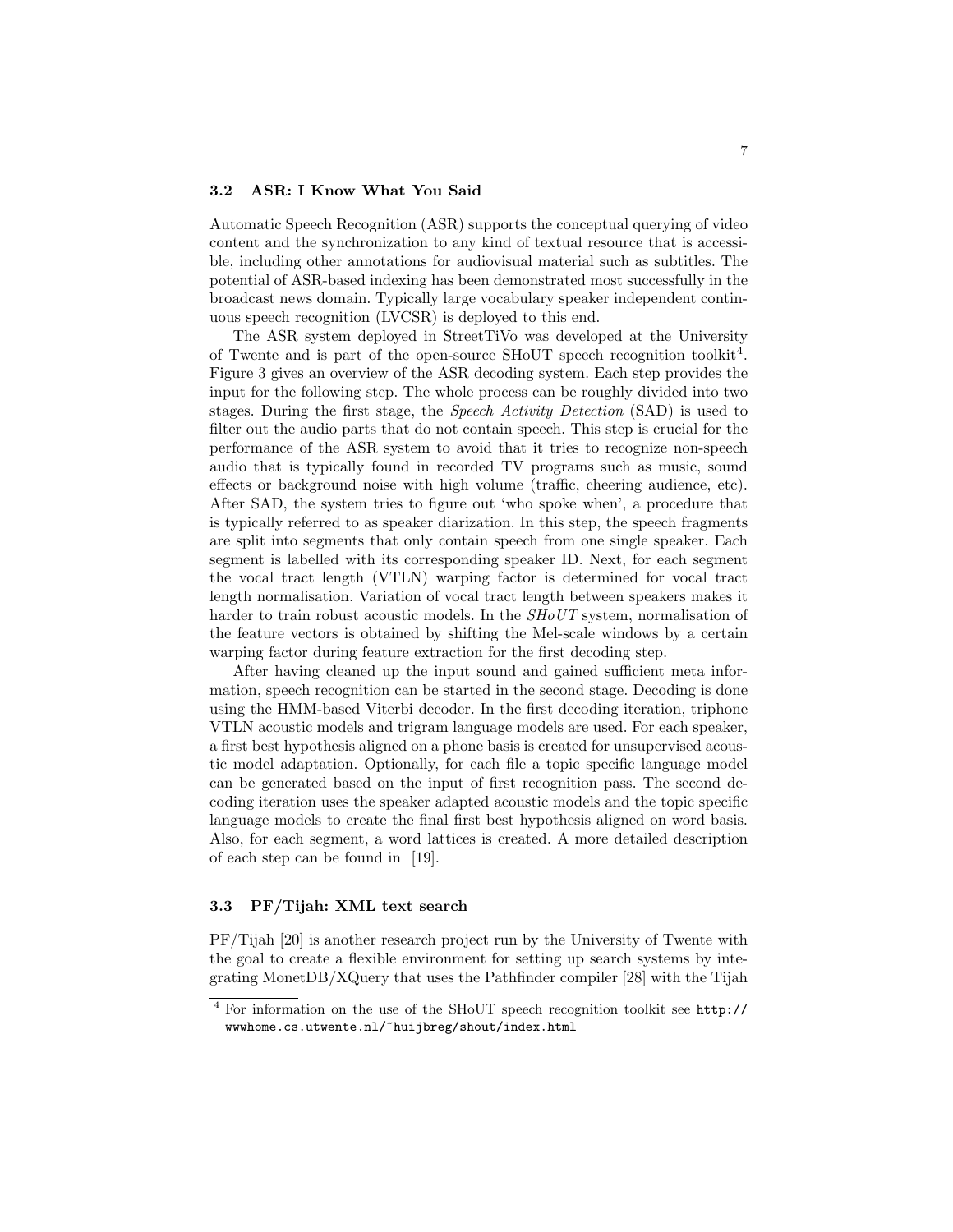### 3.2 ASR: I Know What You Said

Automatic Speech Recognition (ASR) supports the conceptual querying of video content and the synchronization to any kind of textual resource that is accessible, including other annotations for audiovisual material such as subtitles. The potential of ASR-based indexing has been demonstrated most successfully in the broadcast news domain. Typically large vocabulary speaker independent continuous speech recognition (LVCSR) is deployed to this end.

The ASR system deployed in StreetTiVo was developed at the University of Twente and is part of the open-source SHoUT speech recognition toolkit[4]. Figure 3 gives an overview of the ASR decoding system. Each step provides the input for the following step. The whole process can be roughly divided into two stages. During the first stage, the *Speech Activity Detection* (SAD) is used to filter out the audio parts that do not contain speech. This step is crucial for the performance of the ASR system to avoid that it tries to recognize non-speech audio that is typically found in recorded TV programs such as music, sound effects or background noise with high volume (traffic, cheering audience, etc). After SAD, the system tries to figure out 'who spoke when', a procedure that is typically referred to as speaker diarization. In this step, the speech fragments are split into segments that only contain speech from one single speaker. Each segment is labelled with its corresponding speaker ID. Next, for each segment the vocal tract length (VTLN) warping factor is determined for vocal tract length normalisation. Variation of vocal tract length between speakers makes it harder to train robust acoustic models. In the *SHoUT* system, normalisation of the feature vectors is obtained by shifting the Mel-scale windows by a certain warping factor during feature extraction for the first decoding step.

After having cleaned up the input sound and gained sufficient meta information, speech recognition can be started in the second stage. Decoding is done using the HMM-based Viterbi decoder. In the first decoding iteration, triphone VTLN acoustic models and trigram language models are used. For each speaker, a first best hypothesis aligned on a phone basis is created for unsupervised acoustic model adaptation. Optionally, for each file a topic specific language model can be generated based on the input of first recognition pass. The second decoding iteration uses the speaker adapted acoustic models and the topic specific language models to create the final first best hypothesis aligned on word basis. Also, for each segment, a word lattices is created. A more detailed description of each step can be found in [19].

### 3.3 PF/Tijah: XML text search

PF/Tijah [20] is another research project run by the University of Twente with the goal to create a flexible environment for setting up search systems by integrating MonetDB/XQuery that uses the Pathfinder compiler [28] with the Tijah

[4] For information on the use of the SHoUT speech recognition toolkit see http://wwwhome.cs.utwente.nl/~huijbreg/shout/index.html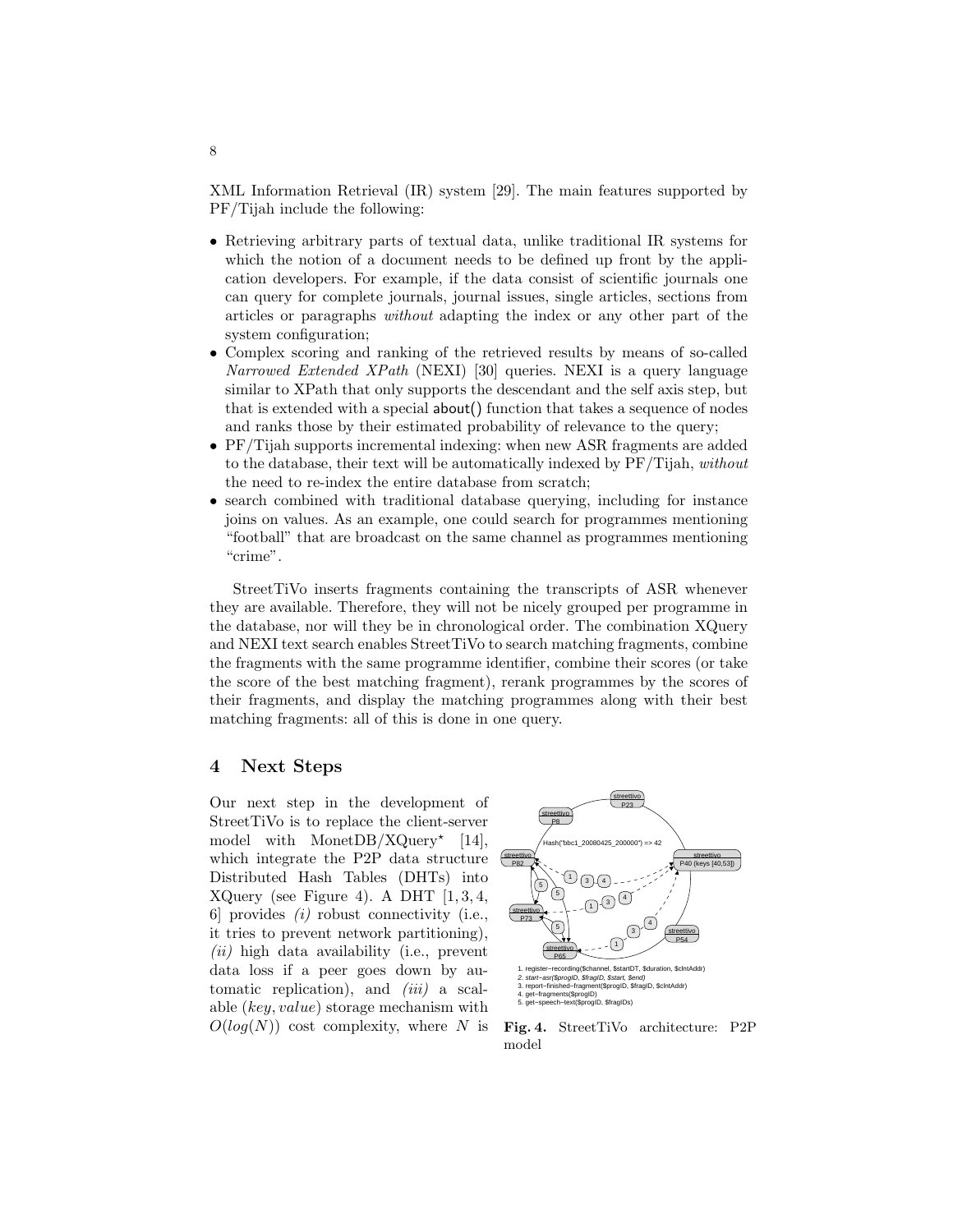XML Information Retrieval (IR) system [29]. The main features supported by PF/Tijah include the following:

- Retrieving arbitrary parts of textual data, unlike traditional IR systems for which the notion of a document needs to be defined up front by the application developers. For example, if the data consist of scientific journals one can query for complete journals, journal issues, single articles, sections from articles or paragraphs *without* adapting the index or any other part of the system configuration;
- Complex scoring and ranking of the retrieved results by means of so-called *Narrowed Extended XPath* (NEXI) [30] queries. NEXI is a query language similar to XPath that only supports the descendant and the self axis step, but that is extended with a special about() function that takes a sequence of nodes and ranks those by their estimated probability of relevance to the query;
- PF/Tijah supports incremental indexing: when new ASR fragments are added to the database, their text will be automatically indexed by PF/Tijah, *without* the need to re-index the entire database from scratch;
- search combined with traditional database querying, including for instance joins on values. As an example, one could search for programmes mentioning "football" that are broadcast on the same channel as programmes mentioning "crime".

StreetTiVo inserts fragments containing the transcripts of ASR whenever they are available. Therefore, they will not be nicely grouped per programme in the database, nor will they be in chronological order. The combination XQuery and NEXI text search enables StreetTiVo to search matching fragments, combine the fragments with the same programme identifier, combine their scores (or take the score of the best matching fragment), rerank programmes by the scores of their fragments, and display the matching programmes along with their best matching fragments: all of this is done in one query.

## 4 Next Steps

Our next step in the development of StreetTiVo is to replace the client-server model with MonetDB/XQuery* [14], which integrate the P2P data structure Distributed Hash Tables (DHTs) into XQuery (see Figure 4). A DHT [1, 3, 4, 6] provides *(i)* robust connectivity (i.e., it tries to prevent network partitioning), *(ii)* high data availability (i.e., prevent data loss if a peer goes down by automatic replication), and *(iii)* a scalable (*key*, *value*) storage mechanism with $O(log(N))$ cost complexity, where $N$ is

1. register-recording($channel, $startDT, $duration, $clntAddr)
2. *start-asr($progID, $fragID, $start, $end)*
3. report-finished-fragment($progID, $fragID, $clntAddr)
4. get-fragments($progID)
5. get-speech-text($progID, $fragIDs)

**Fig. 4.** StreetTiVo architecture: P2P model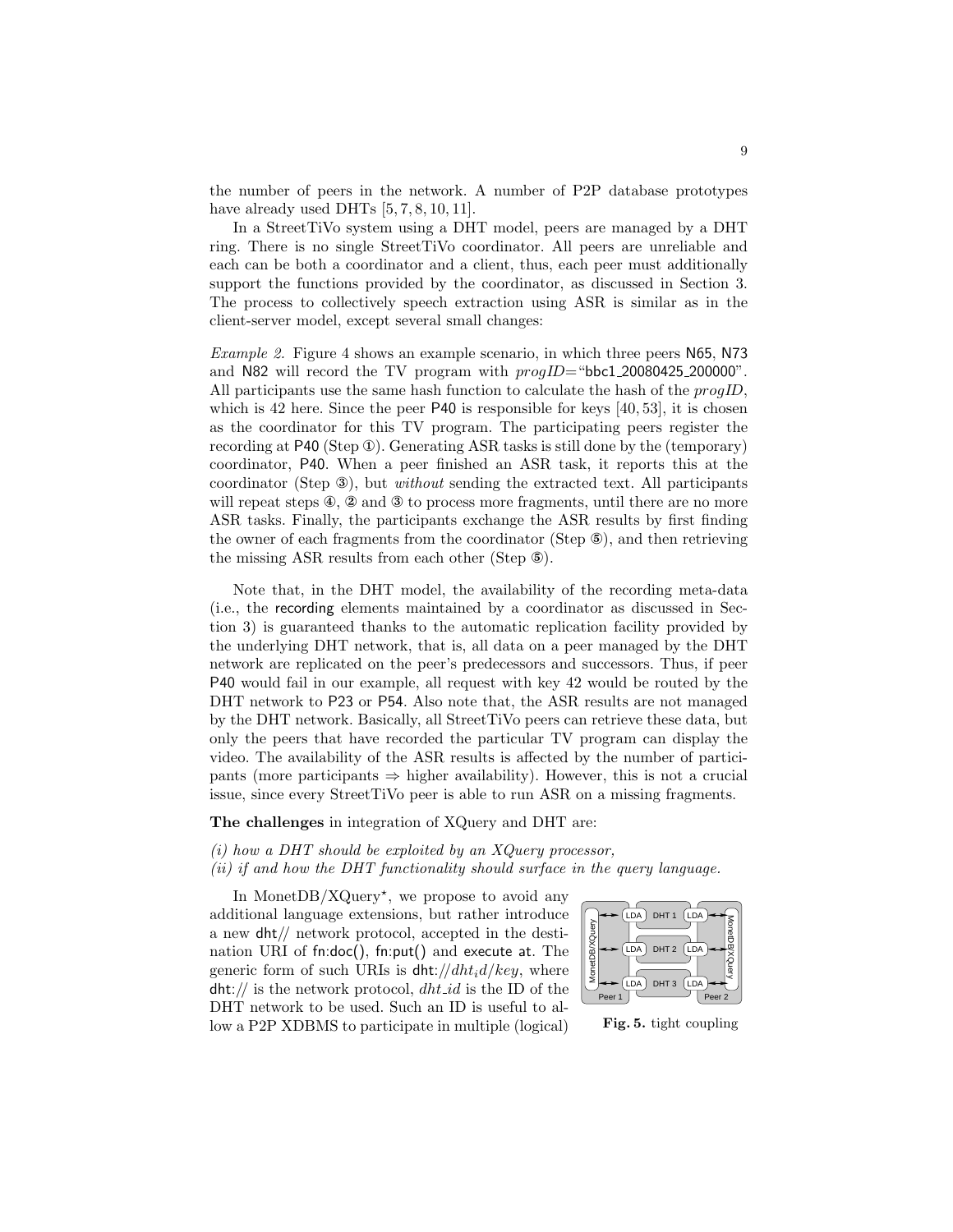the number of peers in the network. A number of P2P database prototypes have already used DHTs [5, 7, 8, 10, 11].

In a StreetTiVo system using a DHT model, peers are managed by a DHT ring. There is no single StreetTiVo coordinator. All peers are unreliable and each can be both a coordinator and a client, thus, each peer must additionally support the functions provided by the coordinator, as discussed in Section 3. The process to collectively speech extraction using ASR is similar as in the client-server model, except several small changes:

*Example 2.* Figure 4 shows an example scenario, in which three peers N65, N73 and N82 will record the TV program with *progID*="bbc1_20080425_200000". All participants use the same hash function to calculate the hash of the *progID*, which is 42 here. Since the peer P40 is responsible for keys [40, 53], it is chosen as the coordinator for this TV program. The participating peers register the recording at P40 (Step ①). Generating ASR tasks is still done by the (temporary) coordinator, P40. When a peer finished an ASR task, it reports this at the coordinator (Step ③), but *without* sending the extracted text. All participants will repeat steps ④, ② and ③ to process more fragments, until there are no more ASR tasks. Finally, the participants exchange the ASR results by first finding the owner of each fragments from the coordinator (Step ⑤), and then retrieving the missing ASR results from each other (Step ⑤).

Note that, in the DHT model, the availability of the recording meta-data (i.e., the recording elements maintained by a coordinator as discussed in Section 3) is guaranteed thanks to the automatic replication facility provided by the underlying DHT network, that is, all data on a peer managed by the DHT network are replicated on the peer's predecessors and successors. Thus, if peer P40 would fail in our example, all request with key 42 would be routed by the DHT network to P23 or P54. Also note that, the ASR results are not managed by the DHT network. Basically, all StreetTiVo peers can retrieve these data, but only the peers that have recorded the particular TV program can display the video. The availability of the ASR results is affected by the number of participants (more participants ⇒ higher availability). However, this is not a crucial issue, since every StreetTiVo peer is able to run ASR on a missing fragments.

**The challenges** in integration of XQuery and DHT are:

*(i) how a DHT should be exploited by an XQuery processor,*
*(ii) if and how the DHT functionality should surface in the query language.*

In MonetDB/XQuery*, we propose to avoid any additional language extensions, but rather introduce a new dht// network protocol, accepted in the destination URI of fn:doc(), fn:put() and execute at. The generic form of such URIs is dht://*dht_id*/*key*, where dht:// is the network protocol, *dht_id* is the ID of the DHT network to be used. Such an ID is useful to allow a P2P XDBMS to participate in multiple (logical)

**Fig. 5.** tight coupling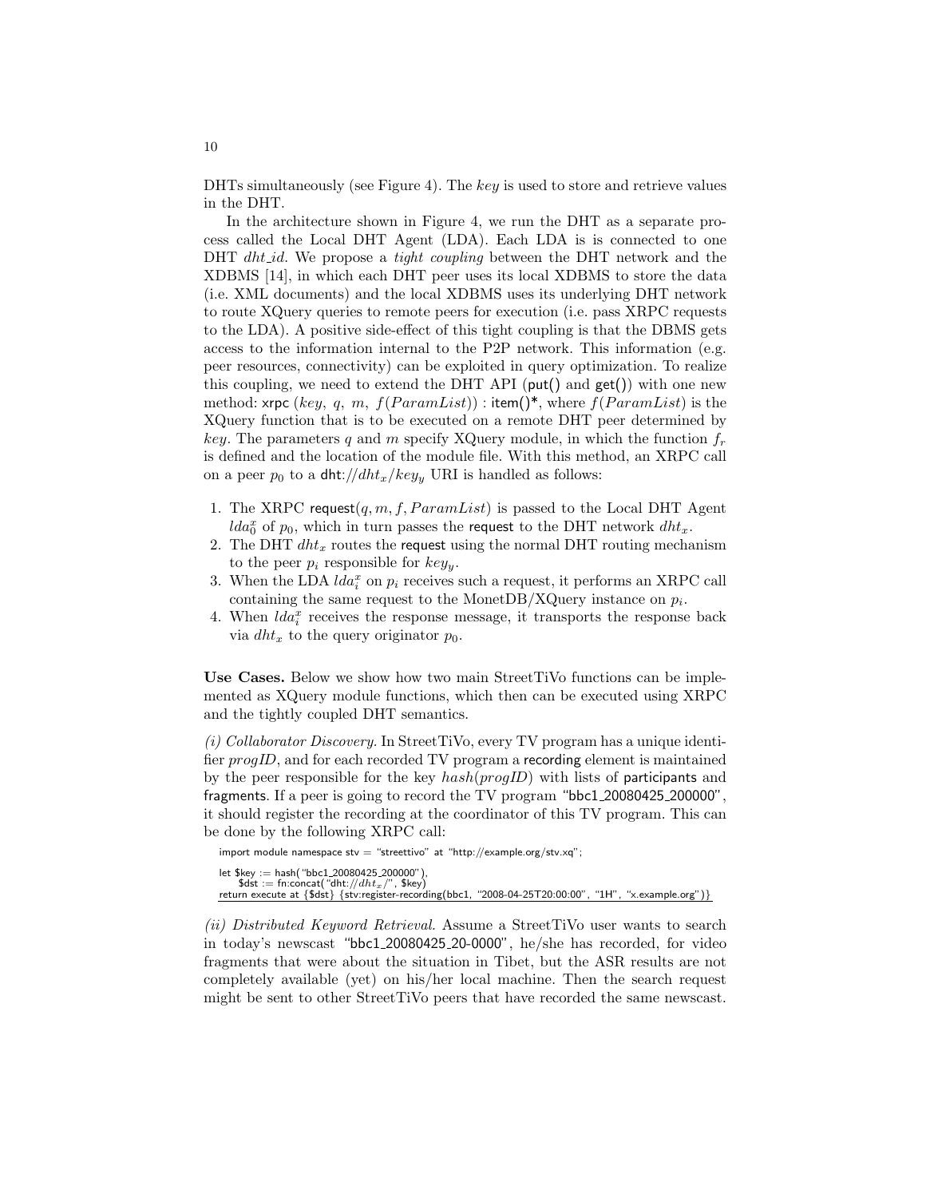DHTs simultaneously (see Figure 4). The *key* is used to store and retrieve values in the DHT.

In the architecture shown in Figure 4, we run the DHT as a separate process called the Local DHT Agent (LDA). Each LDA is is connected to one DHT *dht_id*. We propose a *tight coupling* between the DHT network and the XDBMS [14], in which each DHT peer uses its local XDBMS to store the data (i.e. XML documents) and the local XDBMS uses its underlying DHT network to route XQuery queries to remote peers for execution (i.e. pass XRPC requests to the LDA). A positive side-effect of this tight coupling is that the DBMS gets access to the information internal to the P2P network. This information (e.g. peer resources, connectivity) can be exploited in query optimization. To realize this coupling, we need to extend the DHT API (put() and get()) with one new method: xrpc $(key,\ q,\ m,\ f(ParamList))$ : item()*, where $f(ParamList)$ is the XQuery function that is to be executed on a remote DHT peer determined by *key*. The parameters $q$ and $m$ specify XQuery module, in which the function $f_r$ is defined and the location of the module file. With this method, an XRPC call on a peer $p_0$ to a dht:$//dht_x/key_y$ URI is handled as follows:

1. The XRPC request$(q, m, f, ParamList)$ is passed to the Local DHT Agent $lda_0^x$ of $p_0$, which in turn passes the request to the DHT network $dht_x$.
2. The DHT $dht_x$ routes the request using the normal DHT routing mechanism to the peer $p_i$ responsible for $key_y$.
3. When the LDA $lda_i^x$ on $p_i$ receives such a request, it performs an XRPC call containing the same request to the MonetDB/XQuery instance on $p_i$.
4. When $lda_i^x$ receives the response message, it transports the response back via $dht_x$ to the query originator $p_0$.

**Use Cases.** Below we show how two main StreetTiVo functions can be implemented as XQuery module functions, which then can be executed using XRPC and the tightly coupled DHT semantics.

*(i) Collaborator Discovery.* In StreetTiVo, every TV program has a unique identifier *progID*, and for each recorded TV program a recording element is maintained by the peer responsible for the key *hash*(*progID*) with lists of participants and fragments. If a peer is going to record the TV program "bbc1_20080425_200000", it should register the recording at the coordinator of this TV program. This can be done by the following XRPC call:

```
import module namespace stv = "streettivo" at "http://example.org/stv.xq";

let $key := hash("bbc1_20080425_200000"),
    $dst := fn:concat("dht://dht_x/", $key)
return execute at {$dst} {stv:register-recording(bbc1, "2008-04-25T20:00:00", "1H", "x.example.org")}
```

*(ii) Distributed Keyword Retrieval.* Assume a StreetTiVo user wants to search in today's newscast "bbc1_20080425_20-0000", he/she has recorded, for video fragments that were about the situation in Tibet, but the ASR results are not completely available (yet) on his/her local machine. Then the search request might be sent to other StreetTiVo peers that have recorded the same newscast.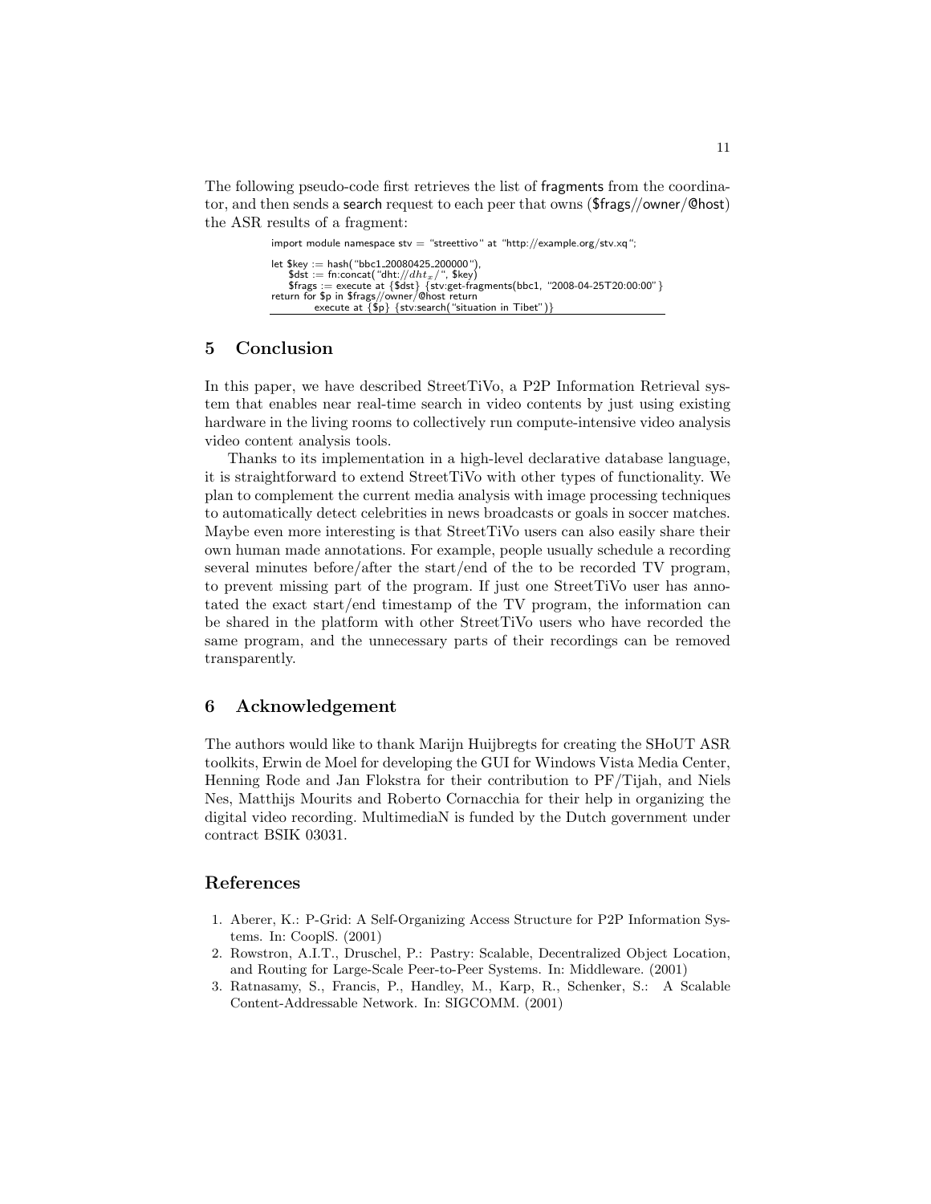The following pseudo-code first retrieves the list of fragments from the coordinator, and then sends a search request to each peer that owns ($frags//owner/@host) the ASR results of a fragment:

```
import module namespace stv = "streettivo" at "http://example.org/stv.xq";

let $key := hash("bbc1_20080425_200000"),
    $dst := fn:concat("dht://dht_x/", $key)
    $frags := execute at {$dst} {stv:get-fragments(bbc1, "2008-04-25T20:00:00"}
return for $p in $frags//owner/@host return
        execute at {$p} {stv:search("situation in Tibet")}
```

## 5 Conclusion

In this paper, we have described StreetTiVo, a P2P Information Retrieval system that enables near real-time search in video contents by just using existing hardware in the living rooms to collectively run compute-intensive video analysis video content analysis tools.

Thanks to its implementation in a high-level declarative database language, it is straightforward to extend StreetTiVo with other types of functionality. We plan to complement the current media analysis with image processing techniques to automatically detect celebrities in news broadcasts or goals in soccer matches. Maybe even more interesting is that StreetTiVo users can also easily share their own human made annotations. For example, people usually schedule a recording several minutes before/after the start/end of the to be recorded TV program, to prevent missing part of the program. If just one StreetTiVo user has annotated the exact start/end timestamp of the TV program, the information can be shared in the platform with other StreetTiVo users who have recorded the same program, and the unnecessary parts of their recordings can be removed transparently.

## 6 Acknowledgement

The authors would like to thank Marijn Huijbregts for creating the SHoUT ASR toolkits, Erwin de Moel for developing the GUI for Windows Vista Media Center, Henning Rode and Jan Flokstra for their contribution to PF/Tijah, and Niels Nes, Matthijs Mourits and Roberto Cornacchia for their help in organizing the digital video recording. MultimediaN is funded by the Dutch government under contract BSIK 03031.

## References

1. Aberer, K.: P-Grid: A Self-Organizing Access Structure for P2P Information Systems. In: CooplS. (2001)
2. Rowstron, A.I.T., Druschel, P.: Pastry: Scalable, Decentralized Object Location, and Routing for Large-Scale Peer-to-Peer Systems. In: Middleware. (2001)
3. Ratnasamy, S., Francis, P., Handley, M., Karp, R., Schenker, S.: A Scalable Content-Addressable Network. In: SIGCOMM. (2001)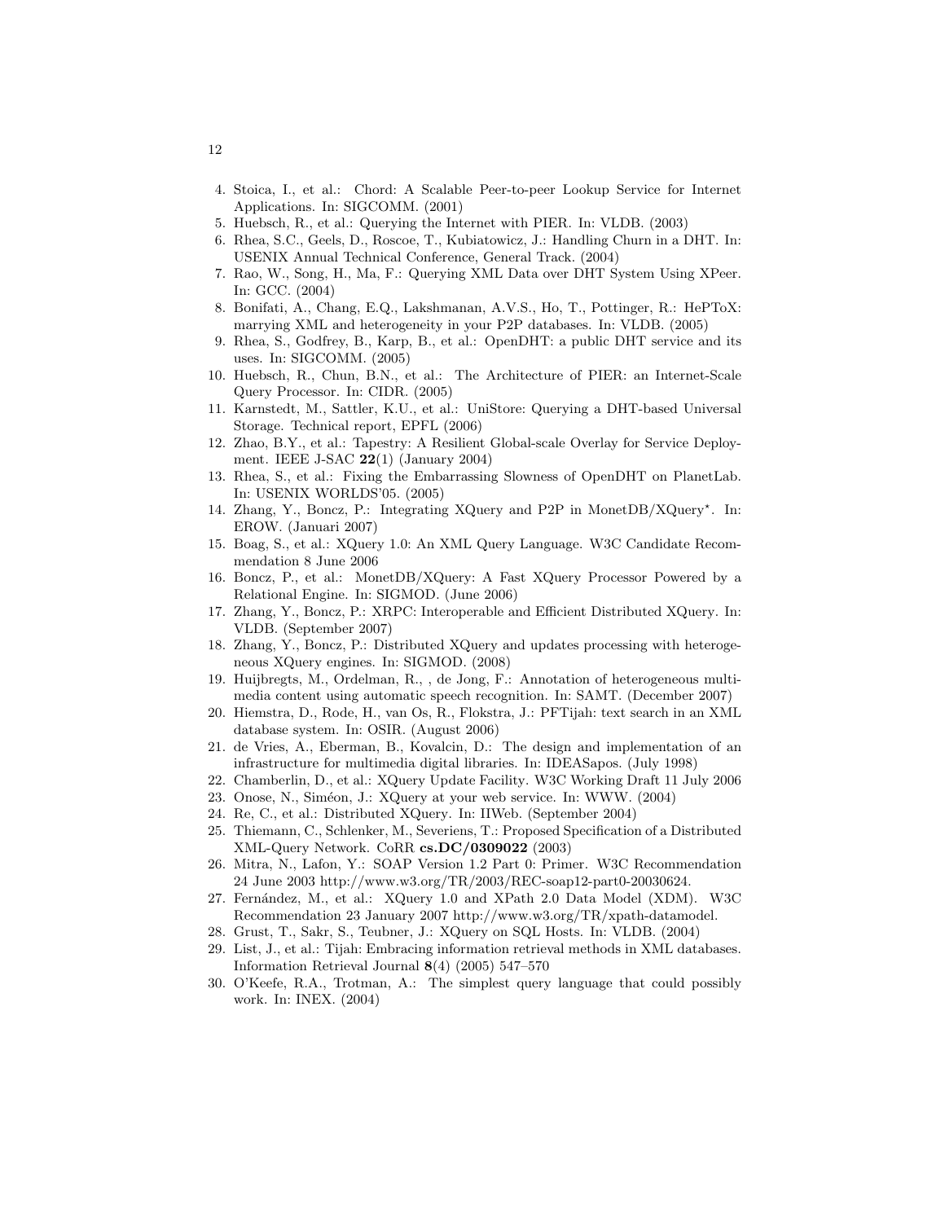4. Stoica, I., et al.: Chord: A Scalable Peer-to-peer Lookup Service for Internet Applications. In: SIGCOMM. (2001)
5. Huebsch, R., et al.: Querying the Internet with PIER. In: VLDB. (2003)
6. Rhea, S.C., Geels, D., Roscoe, T., Kubiatowicz, J.: Handling Churn in a DHT. In: USENIX Annual Technical Conference, General Track. (2004)
7. Rao, W., Song, H., Ma, F.: Querying XML Data over DHT System Using XPeer. In: GCC. (2004)
8. Bonifati, A., Chang, E.Q., Lakshmanan, A.V.S., Ho, T., Pottinger, R.: HePToX: marrying XML and heterogeneity in your P2P databases. In: VLDB. (2005)
9. Rhea, S., Godfrey, B., Karp, B., et al.: OpenDHT: a public DHT service and its uses. In: SIGCOMM. (2005)
10. Huebsch, R., Chun, B.N., et al.: The Architecture of PIER: an Internet-Scale Query Processor. In: CIDR. (2005)
11. Karnstedt, M., Sattler, K.U., et al.: UniStore: Querying a DHT-based Universal Storage. Technical report, EPFL (2006)
12. Zhao, B.Y., et al.: Tapestry: A Resilient Global-scale Overlay for Service Deployment. IEEE J-SAC **22**(1) (January 2004)
13. Rhea, S., et al.: Fixing the Embarrassing Slowness of OpenDHT on PlanetLab. In: USENIX WORLDS'05. (2005)
14. Zhang, Y., Boncz, P.: Integrating XQuery and P2P in MonetDB/XQuery⋆. In: EROW. (Januari 2007)
15. Boag, S., et al.: XQuery 1.0: An XML Query Language. W3C Candidate Recommendation 8 June 2006
16. Boncz, P., et al.: MonetDB/XQuery: A Fast XQuery Processor Powered by a Relational Engine. In: SIGMOD. (June 2006)
17. Zhang, Y., Boncz, P.: XRPC: Interoperable and Efficient Distributed XQuery. In: VLDB. (September 2007)
18. Zhang, Y., Boncz, P.: Distributed XQuery and updates processing with heterogeneous XQuery engines. In: SIGMOD. (2008)
19. Huijbregts, M., Ordelman, R., , de Jong, F.: Annotation of heterogeneous multimedia content using automatic speech recognition. In: SAMT. (December 2007)
20. Hiemstra, D., Rode, H., van Os, R., Flokstra, J.: PFTijah: text search in an XML database system. In: OSIR. (August 2006)
21. de Vries, A., Eberman, B., Kovalcin, D.: The design and implementation of an infrastructure for multimedia digital libraries. In: IDEASapos. (July 1998)
22. Chamberlin, D., et al.: XQuery Update Facility. W3C Working Draft 11 July 2006
23. Onose, N., Siméon, J.: XQuery at your web service. In: WWW. (2004)
24. Re, C., et al.: Distributed XQuery. In: IIWeb. (September 2004)
25. Thiemann, C., Schlenker, M., Severiens, T.: Proposed Specification of a Distributed XML-Query Network. CoRR **cs.DC/0309022** (2003)
26. Mitra, N., Lafon, Y.: SOAP Version 1.2 Part 0: Primer. W3C Recommendation 24 June 2003 http://www.w3.org/TR/2003/REC-soap12-part0-20030624.
27. Fernández, M., et al.: XQuery 1.0 and XPath 2.0 Data Model (XDM). W3C Recommendation 23 January 2007 http://www.w3.org/TR/xpath-datamodel.
28. Grust, T., Sakr, S., Teubner, J.: XQuery on SQL Hosts. In: VLDB. (2004)
29. List, J., et al.: Tijah: Embracing information retrieval methods in XML databases. Information Retrieval Journal **8**(4) (2005) 547–570
30. O'Keefe, R.A., Trotman, A.: The simplest query language that could possibly work. In: INEX. (2004)